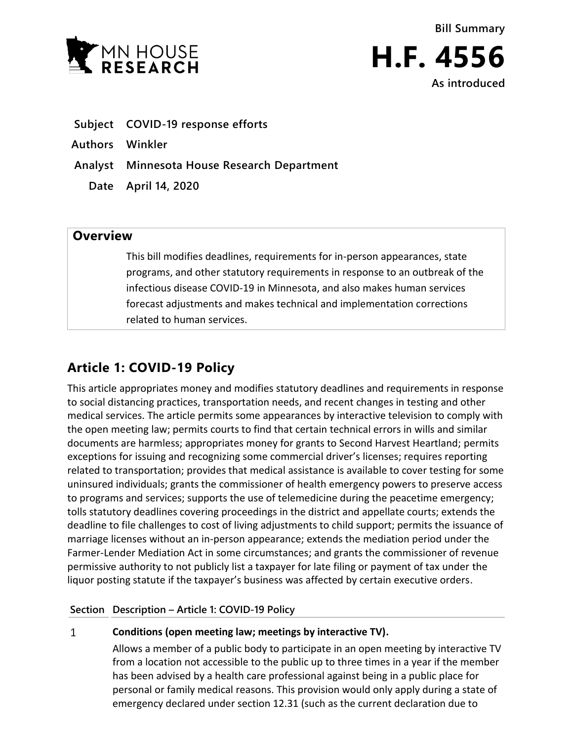**Bill Summary**

# H.F. 4556

**As introduced**

| | |
|---|---|
| **Subject** | **COVID-19 response efforts** |
| **Authors** | **Winkler** |
| **Analyst** | **Minnesota House Research Department** |
| **Date** | **April 14, 2020** |

## Overview

This bill modifies deadlines, requirements for in-person appearances, state programs, and other statutory requirements in response to an outbreak of the infectious disease COVID-19 in Minnesota, and also makes human services forecast adjustments and makes technical and implementation corrections related to human services.

## Article 1: COVID-19 Policy

This article appropriates money and modifies statutory deadlines and requirements in response to social distancing practices, transportation needs, and recent changes in testing and other medical services. The article permits some appearances by interactive television to comply with the open meeting law; permits courts to find that certain technical errors in wills and similar documents are harmless; appropriates money for grants to Second Harvest Heartland; permits exceptions for issuing and recognizing some commercial driver's licenses; requires reporting related to transportation; provides that medical assistance is available to cover testing for some uninsured individuals; grants the commissioner of health emergency powers to preserve access to programs and services; supports the use of telemedicine during the peacetime emergency; tolls statutory deadlines covering proceedings in the district and appellate courts; extends the deadline to file challenges to cost of living adjustments to child support; permits the issuance of marriage licenses without an in-person appearance; extends the mediation period under the Farmer-Lender Mediation Act in some circumstances; and grants the commissioner of revenue permissive authority to not publicly list a taxpayer for late filing or payment of tax under the liquor posting statute if the taxpayer's business was affected by certain executive orders.

| Section | Description – Article 1: COVID-19 Policy |
|---|---|
| 1 | **Conditions (open meeting law; meetings by interactive TV).**<br>Allows a member of a public body to participate in an open meeting by interactive TV from a location not accessible to the public up to three times in a year if the member has been advised by a health care professional against being in a public place for personal or family medical reasons. This provision would only apply during a state of emergency declared under section 12.31 (such as the current declaration due to |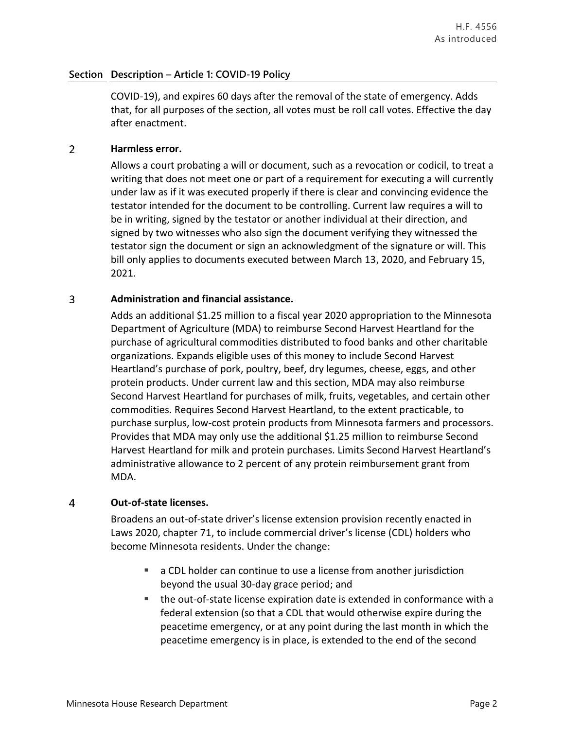| Section | Description – Article 1: COVID-19 Policy |
|---|---|
| | COVID-19), and expires 60 days after the removal of the state of emergency. Adds that, for all purposes of the section, all votes must be roll call votes. Effective the day after enactment. |
| 2 | **Harmless error.** |
| | Allows a court probating a will or document, such as a revocation or codicil, to treat a writing that does not meet one or part of a requirement for executing a will currently under law as if it was executed properly if there is clear and convincing evidence the testator intended for the document to be controlling. Current law requires a will to be in writing, signed by the testator or another individual at their direction, and signed by two witnesses who also sign the document verifying they witnessed the testator sign the document or sign an acknowledgment of the signature or will. This bill only applies to documents executed between March 13, 2020, and February 15, 2021. |
| 3 | **Administration and financial assistance.** |
| | Adds an additional $1.25 million to a fiscal year 2020 appropriation to the Minnesota Department of Agriculture (MDA) to reimburse Second Harvest Heartland for the purchase of agricultural commodities distributed to food banks and other charitable organizations. Expands eligible uses of this money to include Second Harvest Heartland's purchase of pork, poultry, beef, dry legumes, cheese, eggs, and other protein products. Under current law and this section, MDA may also reimburse Second Harvest Heartland for purchases of milk, fruits, vegetables, and certain other commodities. Requires Second Harvest Heartland, to the extent practicable, to purchase surplus, low-cost protein products from Minnesota farmers and processors. Provides that MDA may only use the additional $1.25 million to reimburse Second Harvest Heartland for milk and protein purchases. Limits Second Harvest Heartland's administrative allowance to 2 percent of any protein reimbursement grant from MDA. |
| 4 | **Out-of-state licenses.** |
| | Broadens an out-of-state driver's license extension provision recently enacted in Laws 2020, chapter 71, to include commercial driver's license (CDL) holders who become Minnesota residents. Under the change:<br>▪ a CDL holder can continue to use a license from another jurisdiction beyond the usual 30-day grace period; and<br>▪ the out-of-state license expiration date is extended in conformance with a federal extension (so that a CDL that would otherwise expire during the peacetime emergency, or at any point during the last month in which the peacetime emergency is in place, is extended to the end of the second |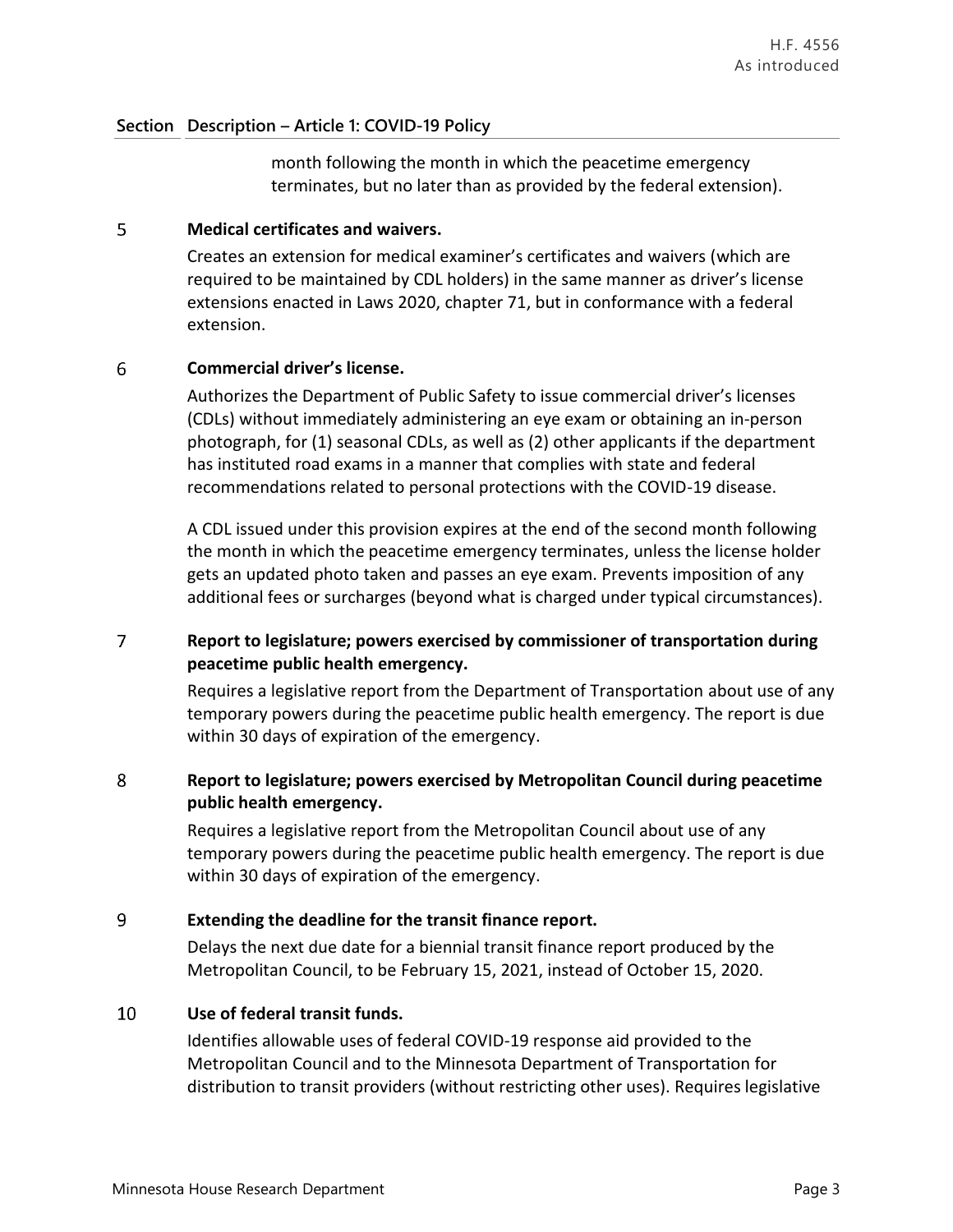## Section Description – Article 1: COVID-19 Policy

month following the month in which the peacetime emergency terminates, but no later than as provided by the federal extension).

**5 Medical certificates and waivers.**

Creates an extension for medical examiner's certificates and waivers (which are required to be maintained by CDL holders) in the same manner as driver's license extensions enacted in Laws 2020, chapter 71, but in conformance with a federal extension.

**6 Commercial driver's license.**

Authorizes the Department of Public Safety to issue commercial driver's licenses (CDLs) without immediately administering an eye exam or obtaining an in-person photograph, for (1) seasonal CDLs, as well as (2) other applicants if the department has instituted road exams in a manner that complies with state and federal recommendations related to personal protections with the COVID-19 disease.

A CDL issued under this provision expires at the end of the second month following the month in which the peacetime emergency terminates, unless the license holder gets an updated photo taken and passes an eye exam. Prevents imposition of any additional fees or surcharges (beyond what is charged under typical circumstances).

**7 Report to legislature; powers exercised by commissioner of transportation during peacetime public health emergency.**

Requires a legislative report from the Department of Transportation about use of any temporary powers during the peacetime public health emergency. The report is due within 30 days of expiration of the emergency.

**8 Report to legislature; powers exercised by Metropolitan Council during peacetime public health emergency.**

Requires a legislative report from the Metropolitan Council about use of any temporary powers during the peacetime public health emergency. The report is due within 30 days of expiration of the emergency.

**9 Extending the deadline for the transit finance report.**

Delays the next due date for a biennial transit finance report produced by the Metropolitan Council, to be February 15, 2021, instead of October 15, 2020.

**10 Use of federal transit funds.**

Identifies allowable uses of federal COVID-19 response aid provided to the Metropolitan Council and to the Minnesota Department of Transportation for distribution to transit providers (without restricting other uses). Requires legislative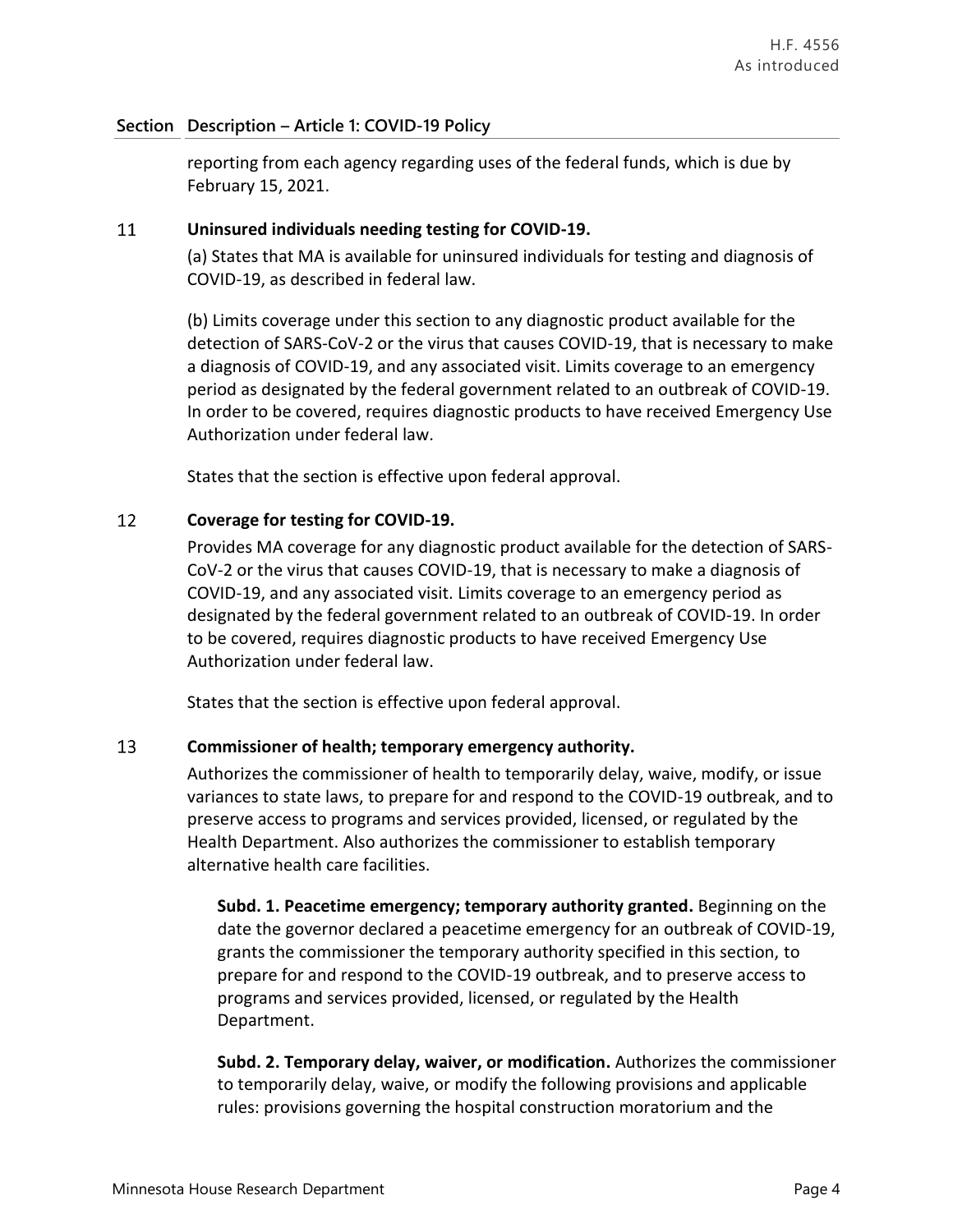## Section Description – Article 1: COVID-19 Policy

reporting from each agency regarding uses of the federal funds, which is due by February 15, 2021.

**11 Uninsured individuals needing testing for COVID-19.**

(a) States that MA is available for uninsured individuals for testing and diagnosis of COVID-19, as described in federal law.

(b) Limits coverage under this section to any diagnostic product available for the detection of SARS-CoV-2 or the virus that causes COVID-19, that is necessary to make a diagnosis of COVID-19, and any associated visit. Limits coverage to an emergency period as designated by the federal government related to an outbreak of COVID-19. In order to be covered, requires diagnostic products to have received Emergency Use Authorization under federal law.

States that the section is effective upon federal approval.

**12 Coverage for testing for COVID-19.**

Provides MA coverage for any diagnostic product available for the detection of SARS-CoV-2 or the virus that causes COVID-19, that is necessary to make a diagnosis of COVID-19, and any associated visit. Limits coverage to an emergency period as designated by the federal government related to an outbreak of COVID-19. In order to be covered, requires diagnostic products to have received Emergency Use Authorization under federal law.

States that the section is effective upon federal approval.

**13 Commissioner of health; temporary emergency authority.**

Authorizes the commissioner of health to temporarily delay, waive, modify, or issue variances to state laws, to prepare for and respond to the COVID-19 outbreak, and to preserve access to programs and services provided, licensed, or regulated by the Health Department. Also authorizes the commissioner to establish temporary alternative health care facilities.

**Subd. 1. Peacetime emergency; temporary authority granted.** Beginning on the date the governor declared a peacetime emergency for an outbreak of COVID-19, grants the commissioner the temporary authority specified in this section, to prepare for and respond to the COVID-19 outbreak, and to preserve access to programs and services provided, licensed, or regulated by the Health Department.

**Subd. 2. Temporary delay, waiver, or modification.** Authorizes the commissioner to temporarily delay, waive, or modify the following provisions and applicable rules: provisions governing the hospital construction moratorium and the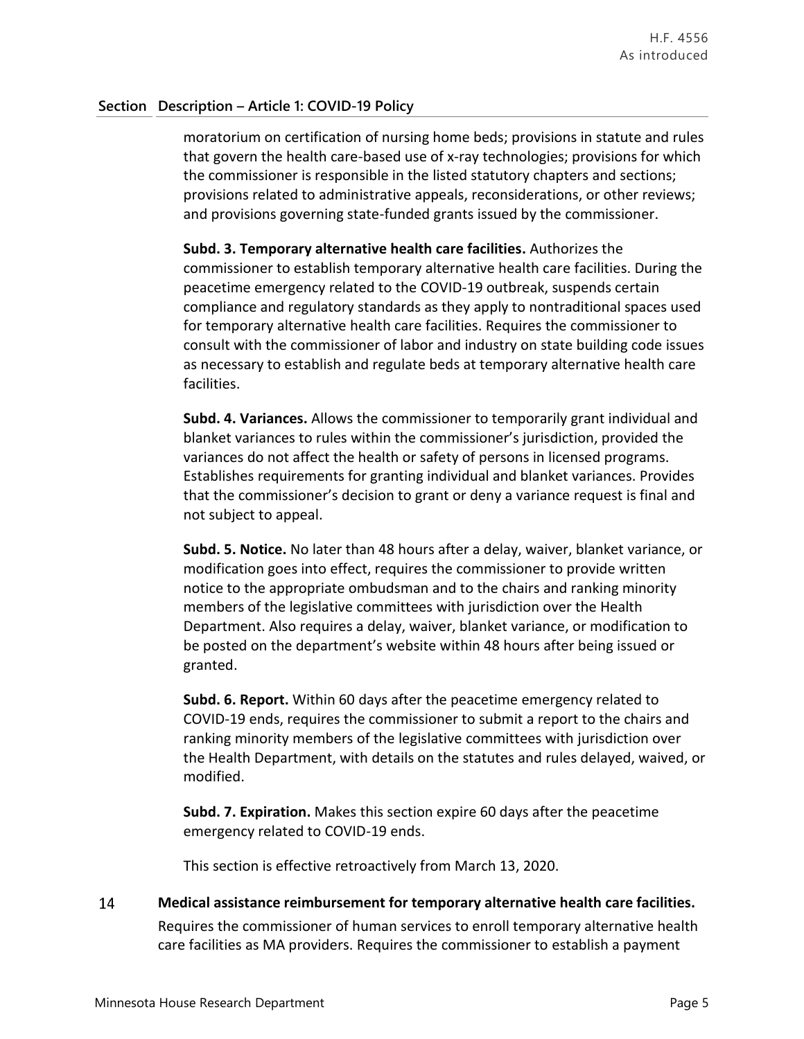## Section Description – Article 1: COVID-19 Policy

moratorium on certification of nursing home beds; provisions in statute and rules that govern the health care-based use of x-ray technologies; provisions for which the commissioner is responsible in the listed statutory chapters and sections; provisions related to administrative appeals, reconsiderations, or other reviews; and provisions governing state-funded grants issued by the commissioner.

**Subd. 3. Temporary alternative health care facilities.** Authorizes the commissioner to establish temporary alternative health care facilities. During the peacetime emergency related to the COVID-19 outbreak, suspends certain compliance and regulatory standards as they apply to nontraditional spaces used for temporary alternative health care facilities. Requires the commissioner to consult with the commissioner of labor and industry on state building code issues as necessary to establish and regulate beds at temporary alternative health care facilities.

**Subd. 4. Variances.** Allows the commissioner to temporarily grant individual and blanket variances to rules within the commissioner's jurisdiction, provided the variances do not affect the health or safety of persons in licensed programs. Establishes requirements for granting individual and blanket variances. Provides that the commissioner's decision to grant or deny a variance request is final and not subject to appeal.

**Subd. 5. Notice.** No later than 48 hours after a delay, waiver, blanket variance, or modification goes into effect, requires the commissioner to provide written notice to the appropriate ombudsman and to the chairs and ranking minority members of the legislative committees with jurisdiction over the Health Department. Also requires a delay, waiver, blanket variance, or modification to be posted on the department's website within 48 hours after being issued or granted.

**Subd. 6. Report.** Within 60 days after the peacetime emergency related to COVID-19 ends, requires the commissioner to submit a report to the chairs and ranking minority members of the legislative committees with jurisdiction over the Health Department, with details on the statutes and rules delayed, waived, or modified.

**Subd. 7. Expiration.** Makes this section expire 60 days after the peacetime emergency related to COVID-19 ends.

This section is effective retroactively from March 13, 2020.

14 **Medical assistance reimbursement for temporary alternative health care facilities.**

Requires the commissioner of human services to enroll temporary alternative health care facilities as MA providers. Requires the commissioner to establish a payment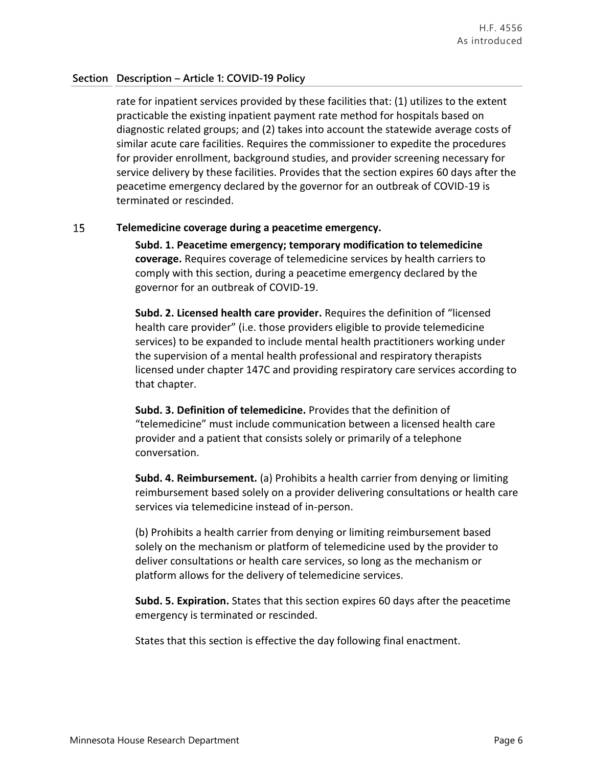| Section | Description – Article 1: COVID-19 Policy |
|---|---|
| | rate for inpatient services provided by these facilities that: (1) utilizes to the extent practicable the existing inpatient payment rate method for hospitals based on diagnostic related groups; and (2) takes into account the statewide average costs of similar acute care facilities. Requires the commissioner to expedite the procedures for provider enrollment, background studies, and provider screening necessary for service delivery by these facilities. Provides that the section expires 60 days after the peacetime emergency declared by the governor for an outbreak of COVID-19 is terminated or rescinded. |
| 15 | **Telemedicine coverage during a peacetime emergency.**<br><br>**Subd. 1. Peacetime emergency; temporary modification to telemedicine coverage.** Requires coverage of telemedicine services by health carriers to comply with this section, during a peacetime emergency declared by the governor for an outbreak of COVID-19.<br><br>**Subd. 2. Licensed health care provider.** Requires the definition of "licensed health care provider" (i.e. those providers eligible to provide telemedicine services) to be expanded to include mental health practitioners working under the supervision of a mental health professional and respiratory therapists licensed under chapter 147C and providing respiratory care services according to that chapter.<br><br>**Subd. 3. Definition of telemedicine.** Provides that the definition of "telemedicine" must include communication between a licensed health care provider and a patient that consists solely or primarily of a telephone conversation.<br><br>**Subd. 4. Reimbursement.** (a) Prohibits a health carrier from denying or limiting reimbursement based solely on a provider delivering consultations or health care services via telemedicine instead of in-person.<br><br>(b) Prohibits a health carrier from denying or limiting reimbursement based solely on the mechanism or platform of telemedicine used by the provider to deliver consultations or health care services, so long as the mechanism or platform allows for the delivery of telemedicine services.<br><br>**Subd. 5. Expiration.** States that this section expires 60 days after the peacetime emergency is terminated or rescinded.<br><br>States that this section is effective the day following final enactment. |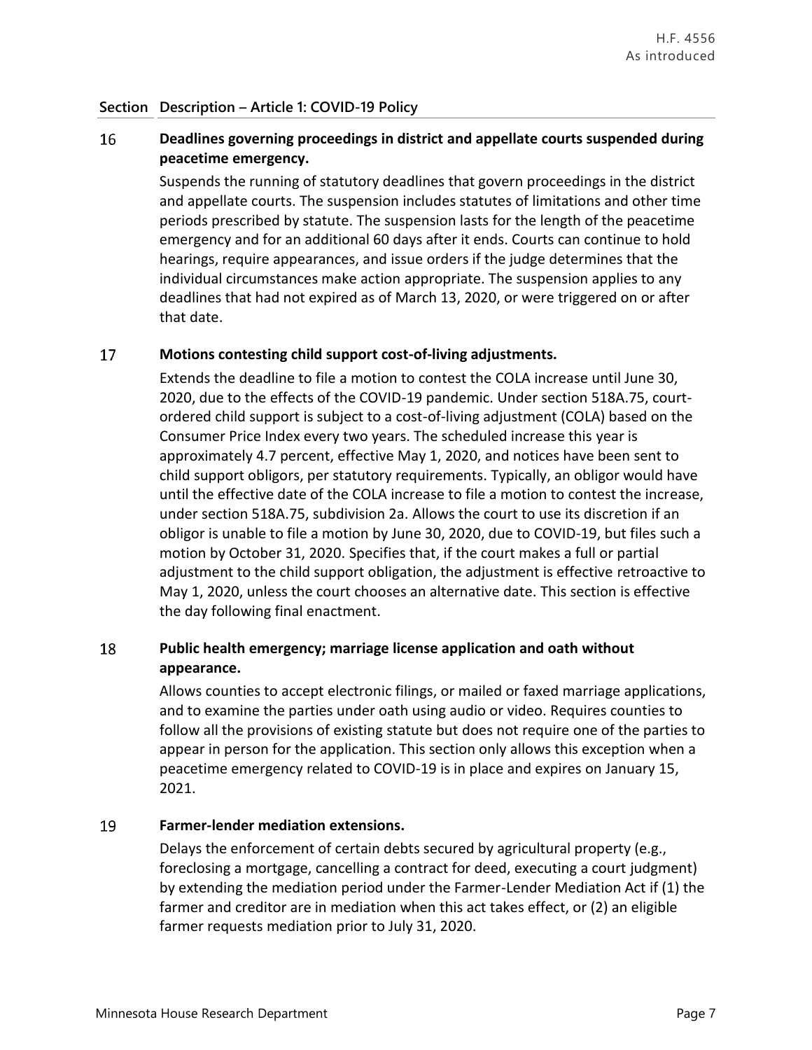| Section | Description – Article 1: COVID-19 Policy |
|---|---|

**16 Deadlines governing proceedings in district and appellate courts suspended during peacetime emergency.**

Suspends the running of statutory deadlines that govern proceedings in the district and appellate courts. The suspension includes statutes of limitations and other time periods prescribed by statute. The suspension lasts for the length of the peacetime emergency and for an additional 60 days after it ends. Courts can continue to hold hearings, require appearances, and issue orders if the judge determines that the individual circumstances make action appropriate. The suspension applies to any deadlines that had not expired as of March 13, 2020, or were triggered on or after that date.

**17 Motions contesting child support cost-of-living adjustments.**

Extends the deadline to file a motion to contest the COLA increase until June 30, 2020, due to the effects of the COVID-19 pandemic. Under section 518A.75, court-ordered child support is subject to a cost-of-living adjustment (COLA) based on the Consumer Price Index every two years. The scheduled increase this year is approximately 4.7 percent, effective May 1, 2020, and notices have been sent to child support obligors, per statutory requirements. Typically, an obligor would have until the effective date of the COLA increase to file a motion to contest the increase, under section 518A.75, subdivision 2a. Allows the court to use its discretion if an obligor is unable to file a motion by June 30, 2020, due to COVID-19, but files such a motion by October 31, 2020. Specifies that, if the court makes a full or partial adjustment to the child support obligation, the adjustment is effective retroactive to May 1, 2020, unless the court chooses an alternative date. This section is effective the day following final enactment.

**18 Public health emergency; marriage license application and oath without appearance.**

Allows counties to accept electronic filings, or mailed or faxed marriage applications, and to examine the parties under oath using audio or video. Requires counties to follow all the provisions of existing statute but does not require one of the parties to appear in person for the application. This section only allows this exception when a peacetime emergency related to COVID-19 is in place and expires on January 15, 2021.

**19 Farmer-lender mediation extensions.**

Delays the enforcement of certain debts secured by agricultural property (e.g., foreclosing a mortgage, cancelling a contract for deed, executing a court judgment) by extending the mediation period under the Farmer-Lender Mediation Act if (1) the farmer and creditor are in mediation when this act takes effect, or (2) an eligible farmer requests mediation prior to July 31, 2020.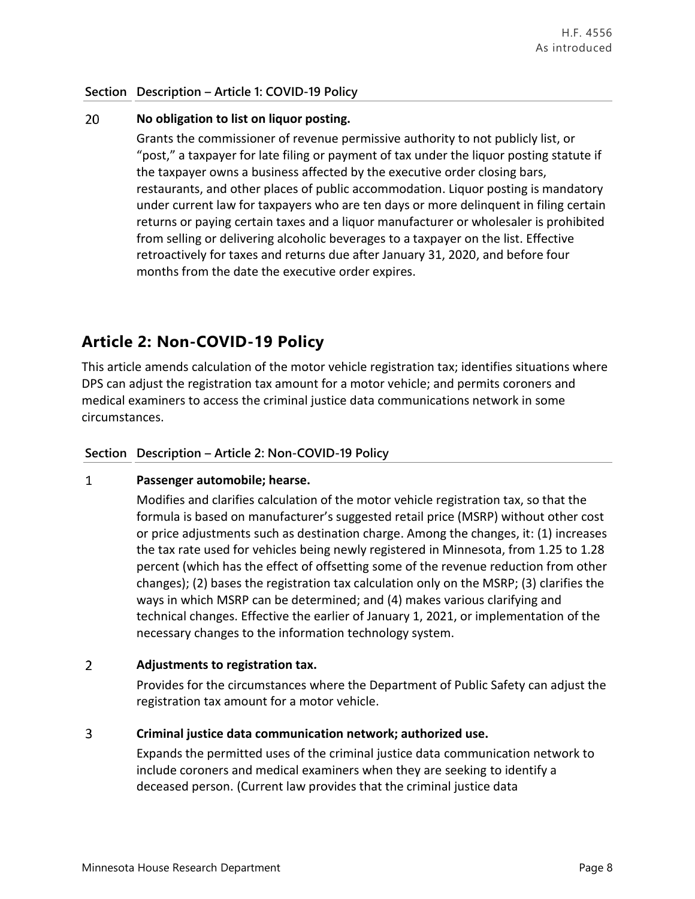| Section | Description – Article 1: COVID-19 Policy |
|---|---|
| 20 | **No obligation to list on liquor posting.**<br>Grants the commissioner of revenue permissive authority to not publicly list, or "post," a taxpayer for late filing or payment of tax under the liquor posting statute if the taxpayer owns a business affected by the executive order closing bars, restaurants, and other places of public accommodation. Liquor posting is mandatory under current law for taxpayers who are ten days or more delinquent in filing certain returns or paying certain taxes and a liquor manufacturer or wholesaler is prohibited from selling or delivering alcoholic beverages to a taxpayer on the list. Effective retroactively for taxes and returns due after January 31, 2020, and before four months from the date the executive order expires. |

## Article 2: Non-COVID-19 Policy

This article amends calculation of the motor vehicle registration tax; identifies situations where DPS can adjust the registration tax amount for a motor vehicle; and permits coroners and medical examiners to access the criminal justice data communications network in some circumstances.

| Section | Description – Article 2: Non-COVID-19 Policy |
|---|---|
| 1 | **Passenger automobile; hearse.**<br>Modifies and clarifies calculation of the motor vehicle registration tax, so that the formula is based on manufacturer's suggested retail price (MSRP) without other cost or price adjustments such as destination charge. Among the changes, it: (1) increases the tax rate used for vehicles being newly registered in Minnesota, from 1.25 to 1.28 percent (which has the effect of offsetting some of the revenue reduction from other changes); (2) bases the registration tax calculation only on the MSRP; (3) clarifies the ways in which MSRP can be determined; and (4) makes various clarifying and technical changes. Effective the earlier of January 1, 2021, or implementation of the necessary changes to the information technology system. |
| 2 | **Adjustments to registration tax.**<br>Provides for the circumstances where the Department of Public Safety can adjust the registration tax amount for a motor vehicle. |
| 3 | **Criminal justice data communication network; authorized use.**<br>Expands the permitted uses of the criminal justice data communication network to include coroners and medical examiners when they are seeking to identify a deceased person. (Current law provides that the criminal justice data |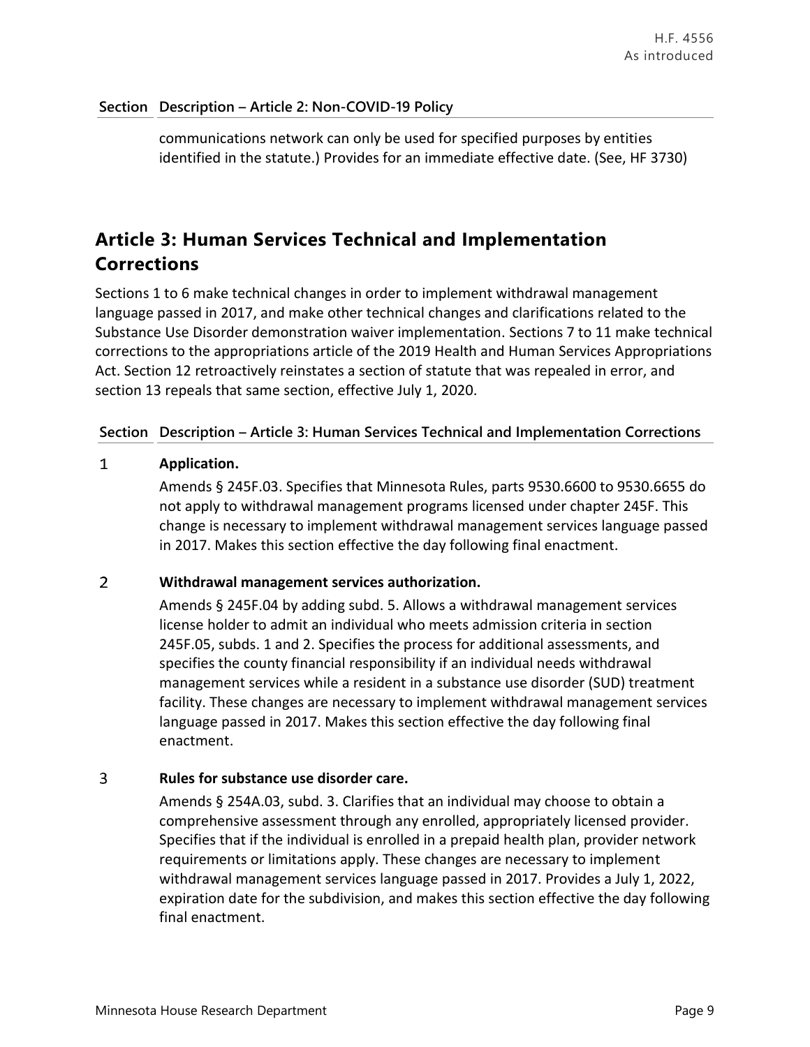| Section | Description – Article 2: Non-COVID-19 Policy |
|---|---|
| | communications network can only be used for specified purposes by entities identified in the statute.) Provides for an immediate effective date. (See, HF 3730) |

## Article 3: Human Services Technical and Implementation Corrections

Sections 1 to 6 make technical changes in order to implement withdrawal management language passed in 2017, and make other technical changes and clarifications related to the Substance Use Disorder demonstration waiver implementation. Sections 7 to 11 make technical corrections to the appropriations article of the 2019 Health and Human Services Appropriations Act. Section 12 retroactively reinstates a section of statute that was repealed in error, and section 13 repeals that same section, effective July 1, 2020.

| Section | Description – Article 3: Human Services Technical and Implementation Corrections |
|---|---|
| 1 | **Application.**<br>Amends § 245F.03. Specifies that Minnesota Rules, parts 9530.6600 to 9530.6655 do not apply to withdrawal management programs licensed under chapter 245F. This change is necessary to implement withdrawal management services language passed in 2017. Makes this section effective the day following final enactment. |
| 2 | **Withdrawal management services authorization.**<br>Amends § 245F.04 by adding subd. 5. Allows a withdrawal management services license holder to admit an individual who meets admission criteria in section 245F.05, subds. 1 and 2. Specifies the process for additional assessments, and specifies the county financial responsibility if an individual needs withdrawal management services while a resident in a substance use disorder (SUD) treatment facility. These changes are necessary to implement withdrawal management services language passed in 2017. Makes this section effective the day following final enactment. |
| 3 | **Rules for substance use disorder care.**<br>Amends § 254A.03, subd. 3. Clarifies that an individual may choose to obtain a comprehensive assessment through any enrolled, appropriately licensed provider. Specifies that if the individual is enrolled in a prepaid health plan, provider network requirements or limitations apply. These changes are necessary to implement withdrawal management services language passed in 2017. Provides a July 1, 2022, expiration date for the subdivision, and makes this section effective the day following final enactment. |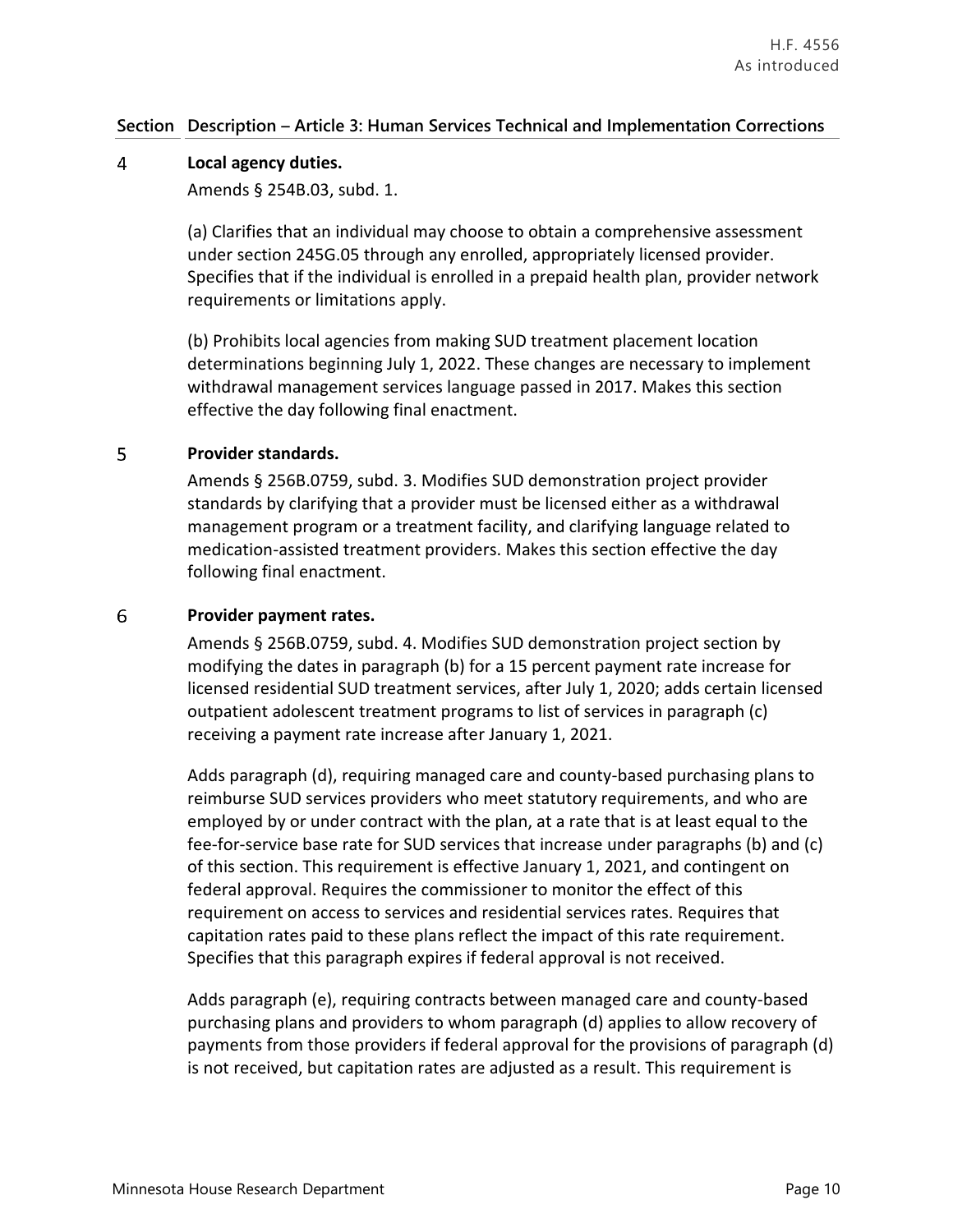| Section | Description – Article 3: Human Services Technical and Implementation Corrections |
|---|---|

**4 Local agency duties.**

Amends § 254B.03, subd. 1.

(a) Clarifies that an individual may choose to obtain a comprehensive assessment under section 245G.05 through any enrolled, appropriately licensed provider. Specifies that if the individual is enrolled in a prepaid health plan, provider network requirements or limitations apply.

(b) Prohibits local agencies from making SUD treatment placement location determinations beginning July 1, 2022. These changes are necessary to implement withdrawal management services language passed in 2017. Makes this section effective the day following final enactment.

**5 Provider standards.**

Amends § 256B.0759, subd. 3. Modifies SUD demonstration project provider standards by clarifying that a provider must be licensed either as a withdrawal management program or a treatment facility, and clarifying language related to medication-assisted treatment providers. Makes this section effective the day following final enactment.

**6 Provider payment rates.**

Amends § 256B.0759, subd. 4. Modifies SUD demonstration project section by modifying the dates in paragraph (b) for a 15 percent payment rate increase for licensed residential SUD treatment services, after July 1, 2020; adds certain licensed outpatient adolescent treatment programs to list of services in paragraph (c) receiving a payment rate increase after January 1, 2021.

Adds paragraph (d), requiring managed care and county-based purchasing plans to reimburse SUD services providers who meet statutory requirements, and who are employed by or under contract with the plan, at a rate that is at least equal to the fee-for-service base rate for SUD services that increase under paragraphs (b) and (c) of this section. This requirement is effective January 1, 2021, and contingent on federal approval. Requires the commissioner to monitor the effect of this requirement on access to services and residential services rates. Requires that capitation rates paid to these plans reflect the impact of this rate requirement. Specifies that this paragraph expires if federal approval is not received.

Adds paragraph (e), requiring contracts between managed care and county-based purchasing plans and providers to whom paragraph (d) applies to allow recovery of payments from those providers if federal approval for the provisions of paragraph (d) is not received, but capitation rates are adjusted as a result. This requirement is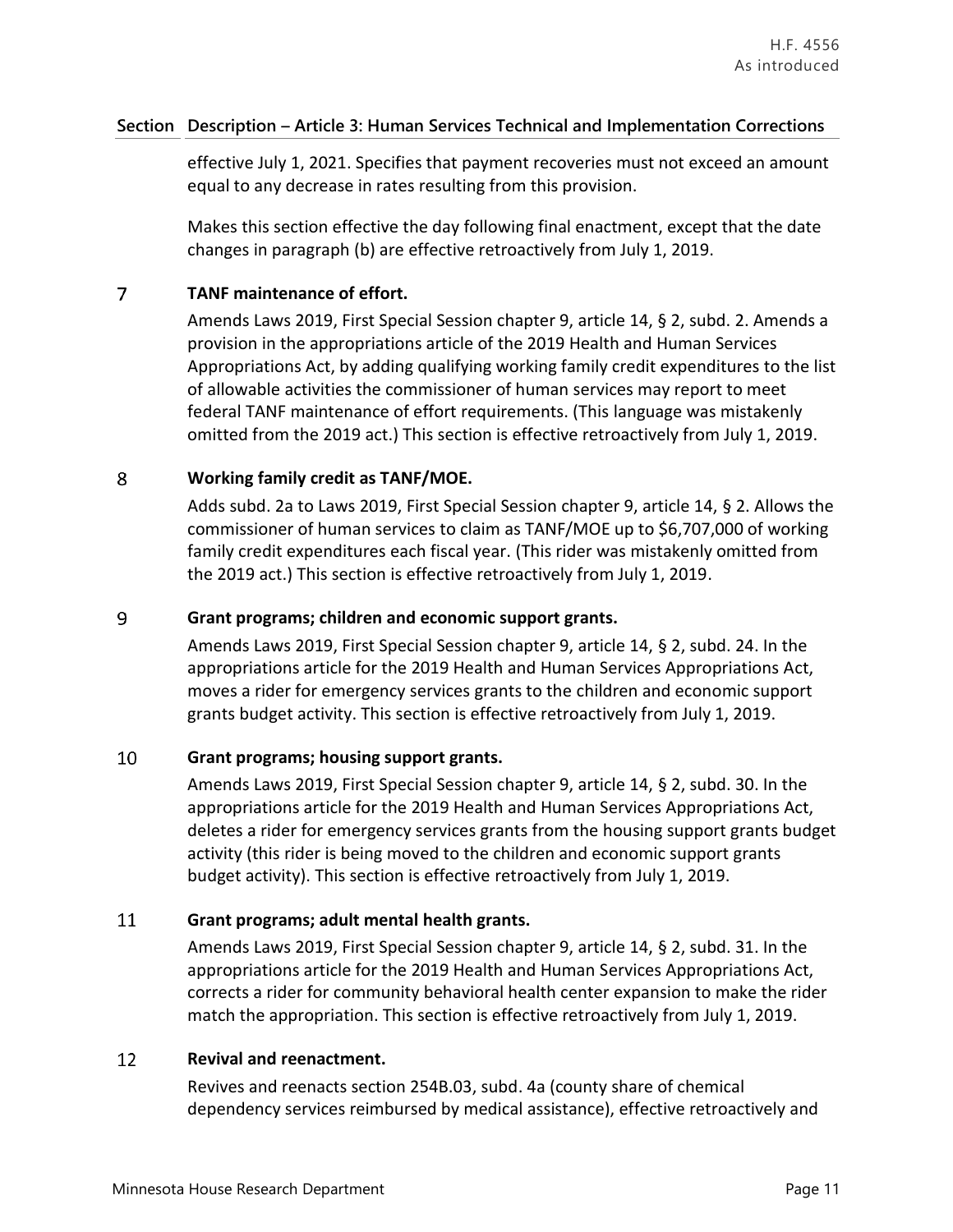| Section | Description – Article 3: Human Services Technical and Implementation Corrections |
|---|---|
| | effective July 1, 2021. Specifies that payment recoveries must not exceed an amount equal to any decrease in rates resulting from this provision.<br><br>Makes this section effective the day following final enactment, except that the date changes in paragraph (b) are effective retroactively from July 1, 2019. |
| 7 | **TANF maintenance of effort.**<br><br>Amends Laws 2019, First Special Session chapter 9, article 14, § 2, subd. 2. Amends a provision in the appropriations article of the 2019 Health and Human Services Appropriations Act, by adding qualifying working family credit expenditures to the list of allowable activities the commissioner of human services may report to meet federal TANF maintenance of effort requirements. (This language was mistakenly omitted from the 2019 act.) This section is effective retroactively from July 1, 2019. |
| 8 | **Working family credit as TANF/MOE.**<br><br>Adds subd. 2a to Laws 2019, First Special Session chapter 9, article 14, § 2. Allows the commissioner of human services to claim as TANF/MOE up to $6,707,000 of working family credit expenditures each fiscal year. (This rider was mistakenly omitted from the 2019 act.) This section is effective retroactively from July 1, 2019. |
| 9 | **Grant programs; children and economic support grants.**<br><br>Amends Laws 2019, First Special Session chapter 9, article 14, § 2, subd. 24. In the appropriations article for the 2019 Health and Human Services Appropriations Act, moves a rider for emergency services grants to the children and economic support grants budget activity. This section is effective retroactively from July 1, 2019. |
| 10 | **Grant programs; housing support grants.**<br><br>Amends Laws 2019, First Special Session chapter 9, article 14, § 2, subd. 30. In the appropriations article for the 2019 Health and Human Services Appropriations Act, deletes a rider for emergency services grants from the housing support grants budget activity (this rider is being moved to the children and economic support grants budget activity). This section is effective retroactively from July 1, 2019. |
| 11 | **Grant programs; adult mental health grants.**<br><br>Amends Laws 2019, First Special Session chapter 9, article 14, § 2, subd. 31. In the appropriations article for the 2019 Health and Human Services Appropriations Act, corrects a rider for community behavioral health center expansion to make the rider match the appropriation. This section is effective retroactively from July 1, 2019. |
| 12 | **Revival and reenactment.**<br><br>Revives and reenacts section 254B.03, subd. 4a (county share of chemical dependency services reimbursed by medical assistance), effective retroactively and |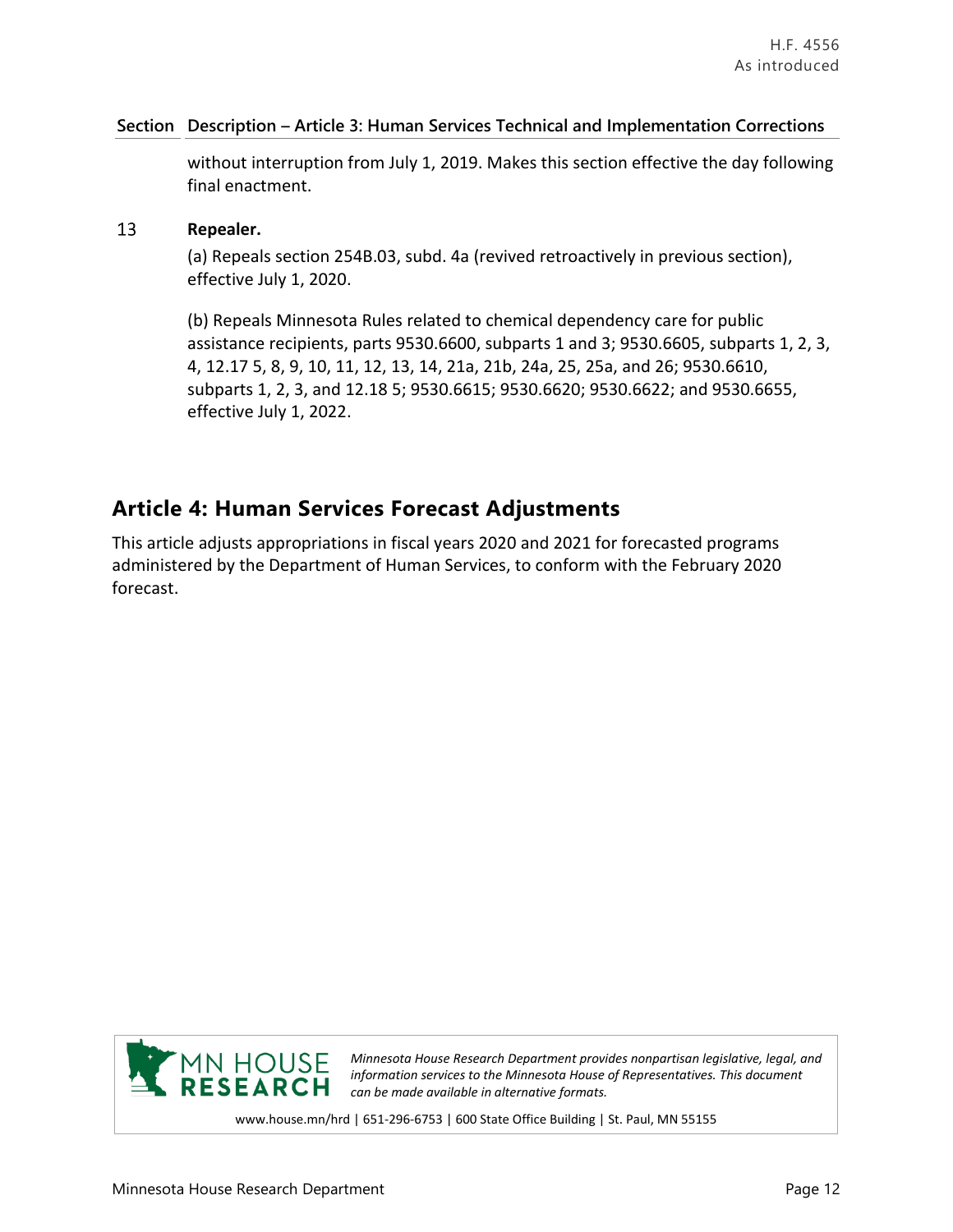| Section | Description – Article 3: Human Services Technical and Implementation Corrections |
|---|---|
| | without interruption from July 1, 2019. Makes this section effective the day following final enactment. |
| 13 | **Repealer.**<br><br>(a) Repeals section 254B.03, subd. 4a (revived retroactively in previous section), effective July 1, 2020.<br><br>(b) Repeals Minnesota Rules related to chemical dependency care for public assistance recipients, parts 9530.6600, subparts 1 and 3; 9530.6605, subparts 1, 2, 3, 4, 12.17 5, 8, 9, 10, 11, 12, 13, 14, 21a, 21b, 24a, 25, 25a, and 26; 9530.6610, subparts 1, 2, 3, and 12.18 5; 9530.6615; 9530.6620; 9530.6622; and 9530.6655, effective July 1, 2022. |

## Article 4: Human Services Forecast Adjustments

This article adjusts appropriations in fiscal years 2020 and 2021 for forecasted programs administered by the Department of Human Services, to conform with the February 2020 forecast.

MN HOUSE RESEARCH

*Minnesota House Research Department provides nonpartisan legislative, legal, and information services to the Minnesota House of Representatives. This document can be made available in alternative formats.*

www.house.mn/hrd | 651-296-6753 | 600 State Office Building | St. Paul, MN 55155